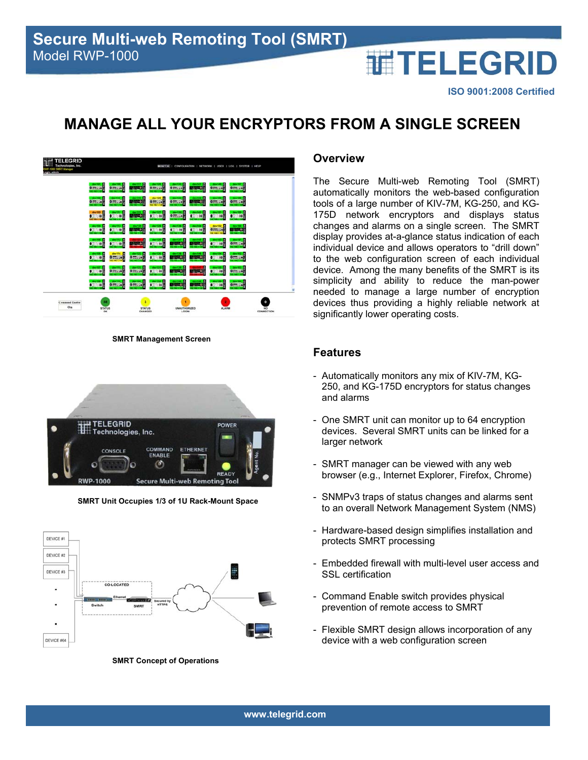# Secure Multi-web Remoting Tool (SMRT)

Model RWP-1000

ISO 9001:2008 Certified

## MANAGE ALL YOUR ENCRYPTORS FROM A SINGLE SCREEN

**SMRT Management Screen**

**SMRT Unit Occupies 1/3 of 1U Rack-Mount Space**

**SMRT Concept of Operations**

### Overview

The Secure Multi-web Remoting Tool (SMRT) automatically monitors the web-based configuration tools of a large number of KIV-7M, KG-250, and KG-175D network encryptors and displays status changes and alarms on a single screen. The SMRT display provides at-a-glance status indication of each individual device and allows operators to "drill down" to the web configuration screen of each individual device. Among the many benefits of the SMRT is its simplicity and ability to reduce the man-power needed to manage a large number of encryption devices thus providing a highly reliable network at significantly lower operating costs.

### Features

- Automatically monitors any mix of KIV-7M, KG-250, and KG-175D encryptors for status changes and alarms
- One SMRT unit can monitor up to 64 encryption devices. Several SMRT units can be linked for a larger network
- SMRT manager can be viewed with any web browser (e.g., Internet Explorer, Firefox, Chrome)
- SNMPv3 traps of status changes and alarms sent to an overall Network Management System (NMS)
- Hardware-based design simplifies installation and protects SMRT processing
- Embedded firewall with multi-level user access and SSL certification
- Command Enable switch provides physical prevention of remote access to SMRT
- Flexible SMRT design allows incorporation of any device with a web configuration screen

www.telegrid.com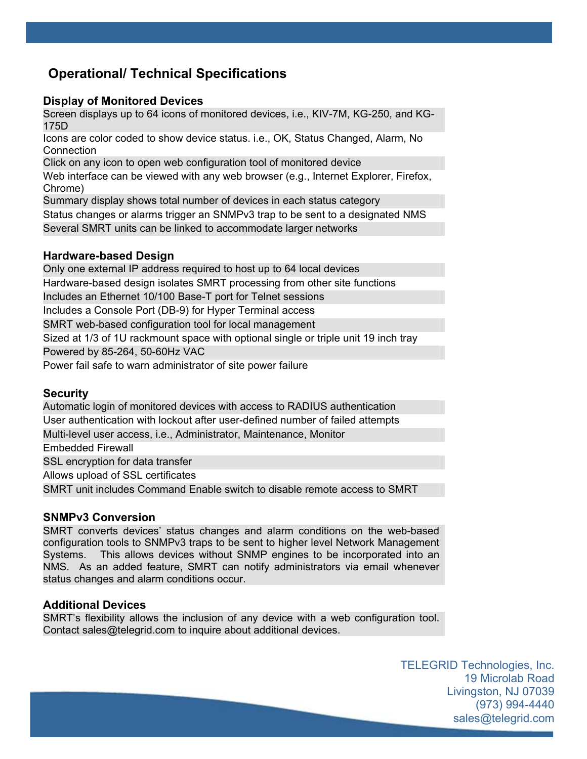## Operational/ Technical Specifications

### Display of Monitored Devices

Screen displays up to 64 icons of monitored devices, i.e., KIV-7M, KG-250, and KG-175D

Icons are color coded to show device status. i.e., OK, Status Changed, Alarm, No Connection

Click on any icon to open web configuration tool of monitored device

Web interface can be viewed with any web browser (e.g., Internet Explorer, Firefox, Chrome)

Summary display shows total number of devices in each status category

Status changes or alarms trigger an SNMPv3 trap to be sent to a designated NMS

Several SMRT units can be linked to accommodate larger networks

### Hardware-based Design

Only one external IP address required to host up to 64 local devices

Hardware-based design isolates SMRT processing from other site functions

Includes an Ethernet 10/100 Base-T port for Telnet sessions

Includes a Console Port (DB-9) for Hyper Terminal access

SMRT web-based configuration tool for local management

Sized at 1/3 of 1U rackmount space with optional single or triple unit 19 inch tray

Powered by 85-264, 50-60Hz VAC

Power fail safe to warn administrator of site power failure

### Security

Automatic login of monitored devices with access to RADIUS authentication

User authentication with lockout after user-defined number of failed attempts

Multi-level user access, i.e., Administrator, Maintenance, Monitor

Embedded Firewall

SSL encryption for data transfer

Allows upload of SSL certificates

SMRT unit includes Command Enable switch to disable remote access to SMRT

### SNMPv3 Conversion

SMRT converts devices' status changes and alarm conditions on the web-based configuration tools to SNMPv3 traps to be sent to higher level Network Management Systems. This allows devices without SNMP engines to be incorporated into an NMS. As an added feature, SMRT can notify administrators via email whenever status changes and alarm conditions occur.

### Additional Devices

SMRT's flexibility allows the inclusion of any device with a web configuration tool. Contact sales@telegrid.com to inquire about additional devices.

TELEGRID Technologies, Inc.
19 Microlab Road
Livingston, NJ 07039
(973) 994-4440
sales@telegrid.com